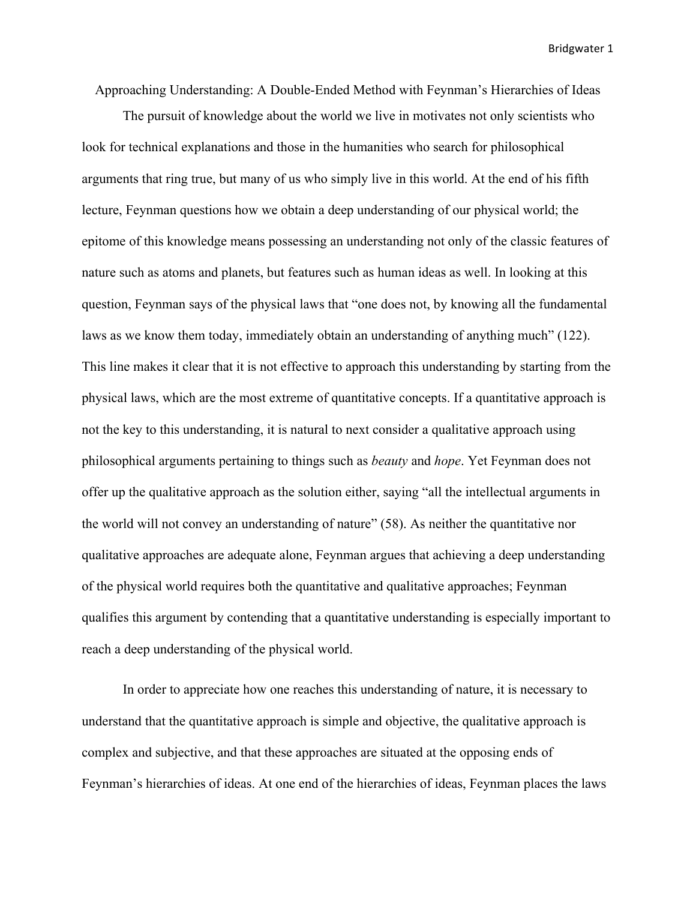# Approaching Understanding: A Double-Ended Method with Feynman's Hierarchies of Ideas

The pursuit of knowledge about the world we live in motivates not only scientists who look for technical explanations and those in the humanities who search for philosophical arguments that ring true, but many of us who simply live in this world. At the end of his fifth lecture, Feynman questions how we obtain a deep understanding of our physical world; the epitome of this knowledge means possessing an understanding not only of the classic features of nature such as atoms and planets, but features such as human ideas as well. In looking at this question, Feynman says of the physical laws that "one does not, by knowing all the fundamental laws as we know them today, immediately obtain an understanding of anything much" (122). This line makes it clear that it is not effective to approach this understanding by starting from the physical laws, which are the most extreme of quantitative concepts. If a quantitative approach is not the key to this understanding, it is natural to next consider a qualitative approach using philosophical arguments pertaining to things such as *beauty* and *hope*. Yet Feynman does not offer up the qualitative approach as the solution either, saying "all the intellectual arguments in the world will not convey an understanding of nature" (58). As neither the quantitative nor qualitative approaches are adequate alone, Feynman argues that achieving a deep understanding of the physical world requires both the quantitative and qualitative approaches; Feynman qualifies this argument by contending that a quantitative understanding is especially important to reach a deep understanding of the physical world.

In order to appreciate how one reaches this understanding of nature, it is necessary to understand that the quantitative approach is simple and objective, the qualitative approach is complex and subjective, and that these approaches are situated at the opposing ends of Feynman's hierarchies of ideas. At one end of the hierarchies of ideas, Feynman places the laws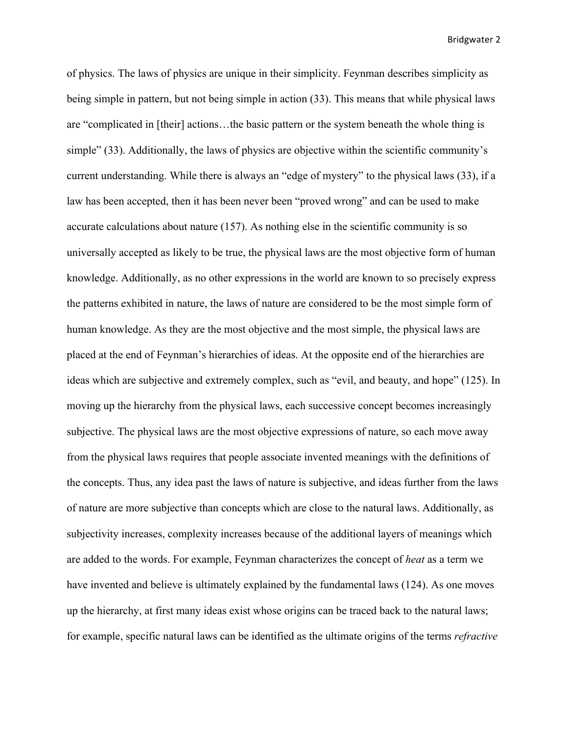of physics. The laws of physics are unique in their simplicity. Feynman describes simplicity as being simple in pattern, but not being simple in action (33). This means that while physical laws are "complicated in [their] actions…the basic pattern or the system beneath the whole thing is simple" (33). Additionally, the laws of physics are objective within the scientific community's current understanding. While there is always an "edge of mystery" to the physical laws (33), if a law has been accepted, then it has been never been "proved wrong" and can be used to make accurate calculations about nature (157). As nothing else in the scientific community is so universally accepted as likely to be true, the physical laws are the most objective form of human knowledge. Additionally, as no other expressions in the world are known to so precisely express the patterns exhibited in nature, the laws of nature are considered to be the most simple form of human knowledge. As they are the most objective and the most simple, the physical laws are placed at the end of Feynman's hierarchies of ideas. At the opposite end of the hierarchies are ideas which are subjective and extremely complex, such as "evil, and beauty, and hope" (125). In moving up the hierarchy from the physical laws, each successive concept becomes increasingly subjective. The physical laws are the most objective expressions of nature, so each move away from the physical laws requires that people associate invented meanings with the definitions of the concepts. Thus, any idea past the laws of nature is subjective, and ideas further from the laws of nature are more subjective than concepts which are close to the natural laws. Additionally, as subjectivity increases, complexity increases because of the additional layers of meanings which are added to the words. For example, Feynman characterizes the concept of *heat* as a term we have invented and believe is ultimately explained by the fundamental laws (124). As one moves up the hierarchy, at first many ideas exist whose origins can be traced back to the natural laws; for example, specific natural laws can be identified as the ultimate origins of the terms *refractive*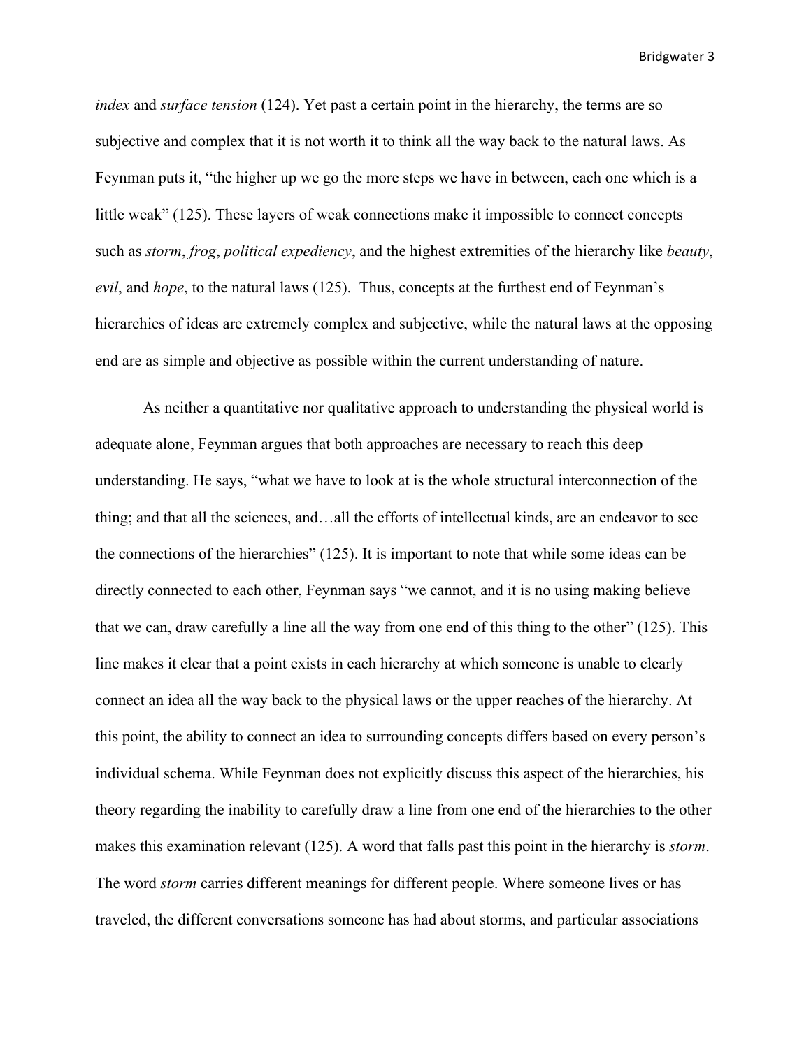*index* and *surface tension* (124). Yet past a certain point in the hierarchy, the terms are so subjective and complex that it is not worth it to think all the way back to the natural laws. As Feynman puts it, “the higher up we go the more steps we have in between, each one which is a little weak” (125). These layers of weak connections make it impossible to connect concepts such as *storm*, *frog*, *political expediency*, and the highest extremities of the hierarchy like *beauty*, *evil*, and *hope*, to the natural laws (125).  Thus, concepts at the furthest end of Feynman’s hierarchies of ideas are extremely complex and subjective, while the natural laws at the opposing end are as simple and objective as possible within the current understanding of nature.

As neither a quantitative nor qualitative approach to understanding the physical world is adequate alone, Feynman argues that both approaches are necessary to reach this deep understanding. He says, “what we have to look at is the whole structural interconnection of the thing; and that all the sciences, and…all the efforts of intellectual kinds, are an endeavor to see the connections of the hierarchies” (125). It is important to note that while some ideas can be directly connected to each other, Feynman says “we cannot, and it is no using making believe that we can, draw carefully a line all the way from one end of this thing to the other” (125). This line makes it clear that a point exists in each hierarchy at which someone is unable to clearly connect an idea all the way back to the physical laws or the upper reaches of the hierarchy. At this point, the ability to connect an idea to surrounding concepts differs based on every person’s individual schema. While Feynman does not explicitly discuss this aspect of the hierarchies, his theory regarding the inability to carefully draw a line from one end of the hierarchies to the other makes this examination relevant (125). A word that falls past this point in the hierarchy is *storm*. The word *storm* carries different meanings for different people. Where someone lives or has traveled, the different conversations someone has had about storms, and particular associations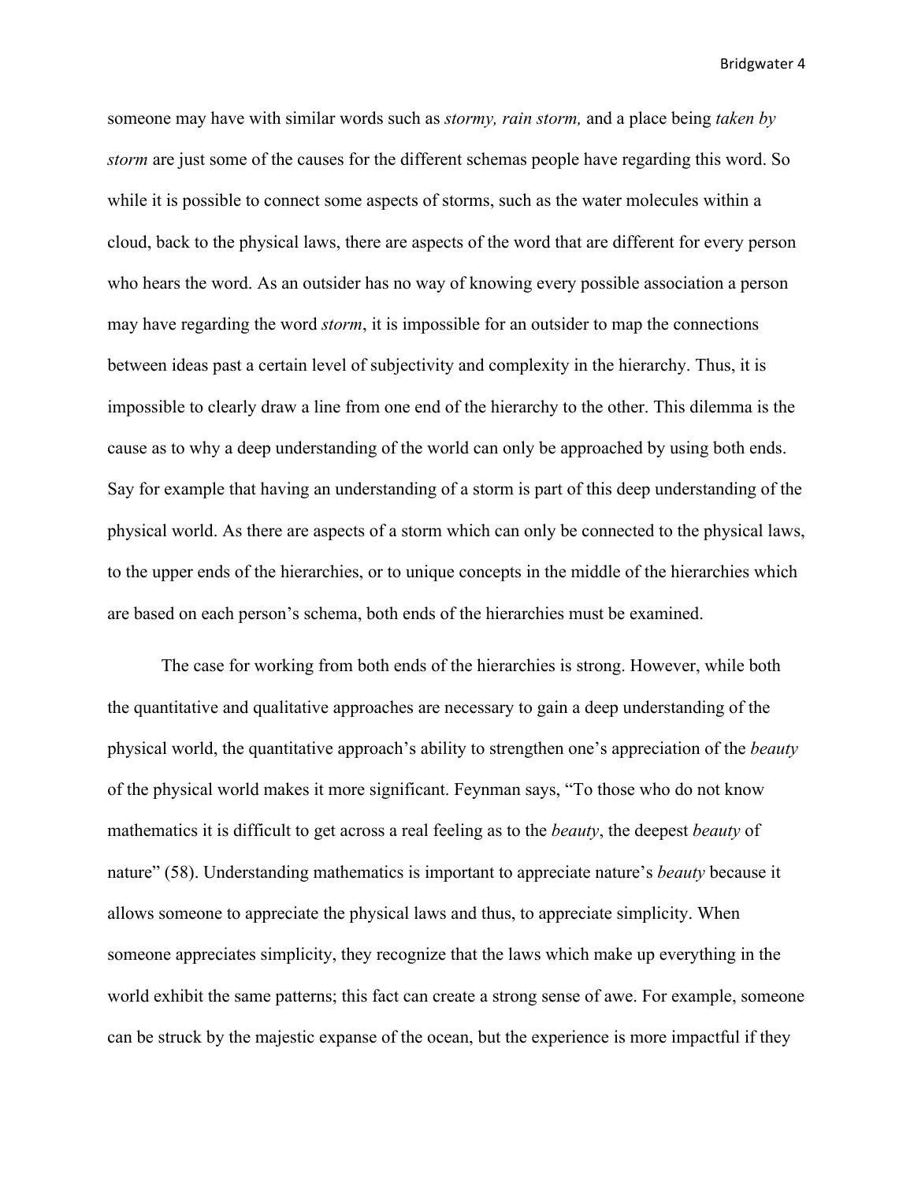someone may have with similar words such as *stormy, rain storm,* and a place being *taken by storm* are just some of the causes for the different schemas people have regarding this word. So while it is possible to connect some aspects of storms, such as the water molecules within a cloud, back to the physical laws, there are aspects of the word that are different for every person who hears the word. As an outsider has no way of knowing every possible association a person may have regarding the word *storm*, it is impossible for an outsider to map the connections between ideas past a certain level of subjectivity and complexity in the hierarchy. Thus, it is impossible to clearly draw a line from one end of the hierarchy to the other. This dilemma is the cause as to why a deep understanding of the world can only be approached by using both ends. Say for example that having an understanding of a storm is part of this deep understanding of the physical world. As there are aspects of a storm which can only be connected to the physical laws, to the upper ends of the hierarchies, or to unique concepts in the middle of the hierarchies which are based on each person's schema, both ends of the hierarchies must be examined.

The case for working from both ends of the hierarchies is strong. However, while both the quantitative and qualitative approaches are necessary to gain a deep understanding of the physical world, the quantitative approach's ability to strengthen one's appreciation of the *beauty* of the physical world makes it more significant. Feynman says, "To those who do not know mathematics it is difficult to get across a real feeling as to the *beauty*, the deepest *beauty* of nature" (58). Understanding mathematics is important to appreciate nature's *beauty* because it allows someone to appreciate the physical laws and thus, to appreciate simplicity. When someone appreciates simplicity, they recognize that the laws which make up everything in the world exhibit the same patterns; this fact can create a strong sense of awe. For example, someone can be struck by the majestic expanse of the ocean, but the experience is more impactful if they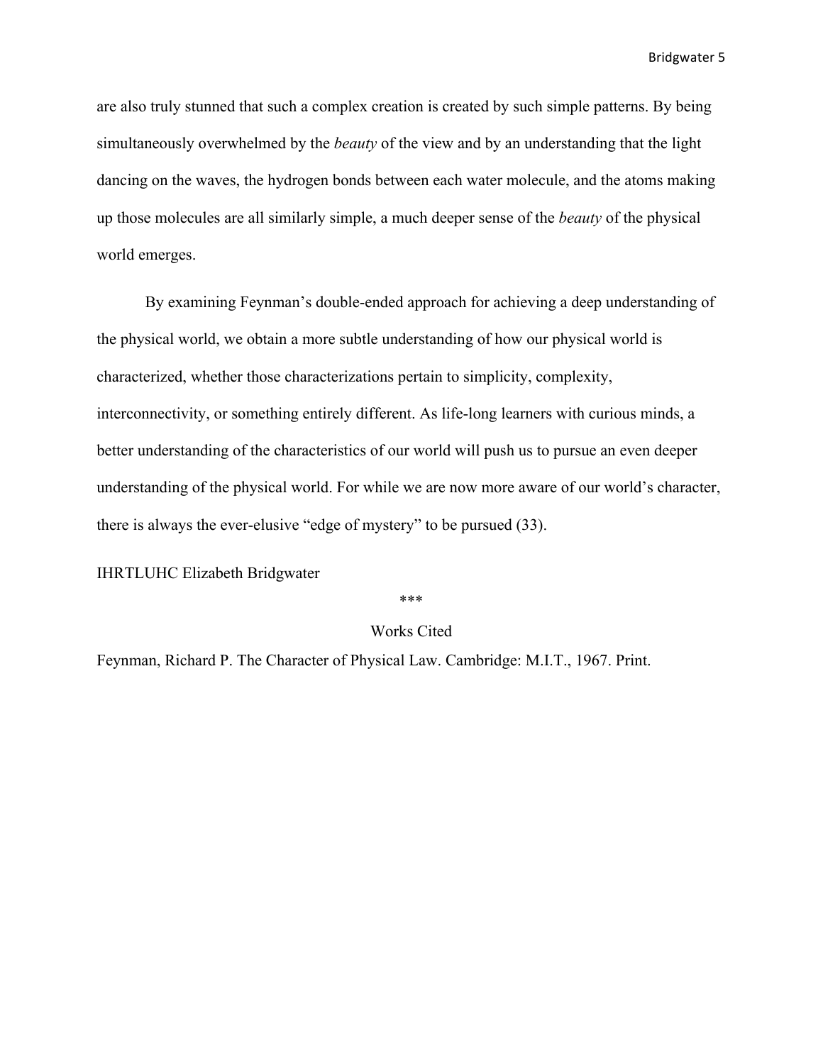are also truly stunned that such a complex creation is created by such simple patterns. By being simultaneously overwhelmed by the *beauty* of the view and by an understanding that the light dancing on the waves, the hydrogen bonds between each water molecule, and the atoms making up those molecules are all similarly simple, a much deeper sense of the *beauty* of the physical world emerges.

By examining Feynman's double-ended approach for achieving a deep understanding of the physical world, we obtain a more subtle understanding of how our physical world is characterized, whether those characterizations pertain to simplicity, complexity, interconnectivity, or something entirely different. As life-long learners with curious minds, a better understanding of the characteristics of our world will push us to pursue an even deeper understanding of the physical world. For while we are now more aware of our world's character, there is always the ever-elusive "edge of mystery" to be pursued (33).

IHRTLUHC Elizabeth Bridgwater

***

Works Cited

Feynman, Richard P. The Character of Physical Law. Cambridge: M.I.T., 1967. Print.